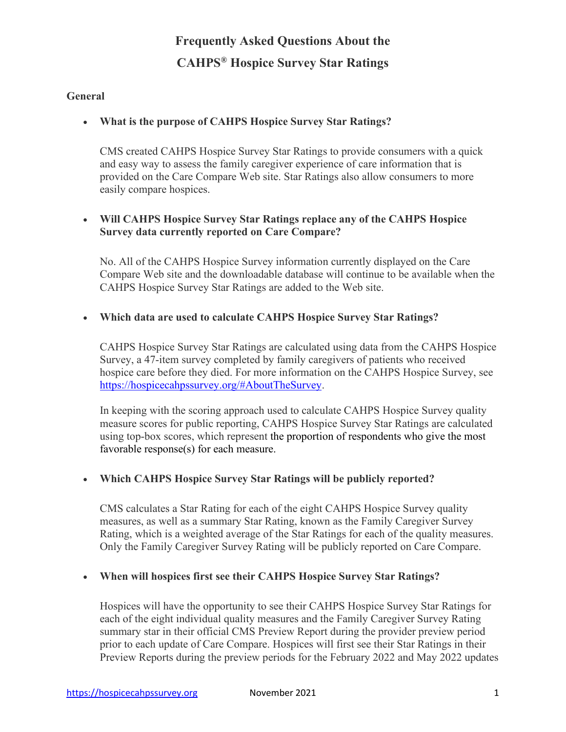# Frequently Asked Questions About the CAHPS® Hospice Survey Star Ratings

## General

- **What is the purpose of CAHPS Hospice Survey Star Ratings?**

  CMS created CAHPS Hospice Survey Star Ratings to provide consumers with a quick and easy way to assess the family caregiver experience of care information that is provided on the Care Compare Web site. Star Ratings also allow consumers to more easily compare hospices.

- **Will CAHPS Hospice Survey Star Ratings replace any of the CAHPS Hospice Survey data currently reported on Care Compare?**

  No. All of the CAHPS Hospice Survey information currently displayed on the Care Compare Web site and the downloadable database will continue to be available when the CAHPS Hospice Survey Star Ratings are added to the Web site.

- **Which data are used to calculate CAHPS Hospice Survey Star Ratings?**

  CAHPS Hospice Survey Star Ratings are calculated using data from the CAHPS Hospice Survey, a 47-item survey completed by family caregivers of patients who received hospice care before they died. For more information on the CAHPS Hospice Survey, see https://hospicecahpssurvey.org/#AboutTheSurvey.

  In keeping with the scoring approach used to calculate CAHPS Hospice Survey quality measure scores for public reporting, CAHPS Hospice Survey Star Ratings are calculated using top-box scores, which represent the proportion of respondents who give the most favorable response(s) for each measure.

- **Which CAHPS Hospice Survey Star Ratings will be publicly reported?**

  CMS calculates a Star Rating for each of the eight CAHPS Hospice Survey quality measures, as well as a summary Star Rating, known as the Family Caregiver Survey Rating, which is a weighted average of the Star Ratings for each of the quality measures. Only the Family Caregiver Survey Rating will be publicly reported on Care Compare.

- **When will hospices first see their CAHPS Hospice Survey Star Ratings?**

  Hospices will have the opportunity to see their CAHPS Hospice Survey Star Ratings for each of the eight individual quality measures and the Family Caregiver Survey Rating summary star in their official CMS Preview Report during the provider preview period prior to each update of Care Compare. Hospices will first see their Star Ratings in their Preview Reports during the preview periods for the February 2022 and May 2022 updates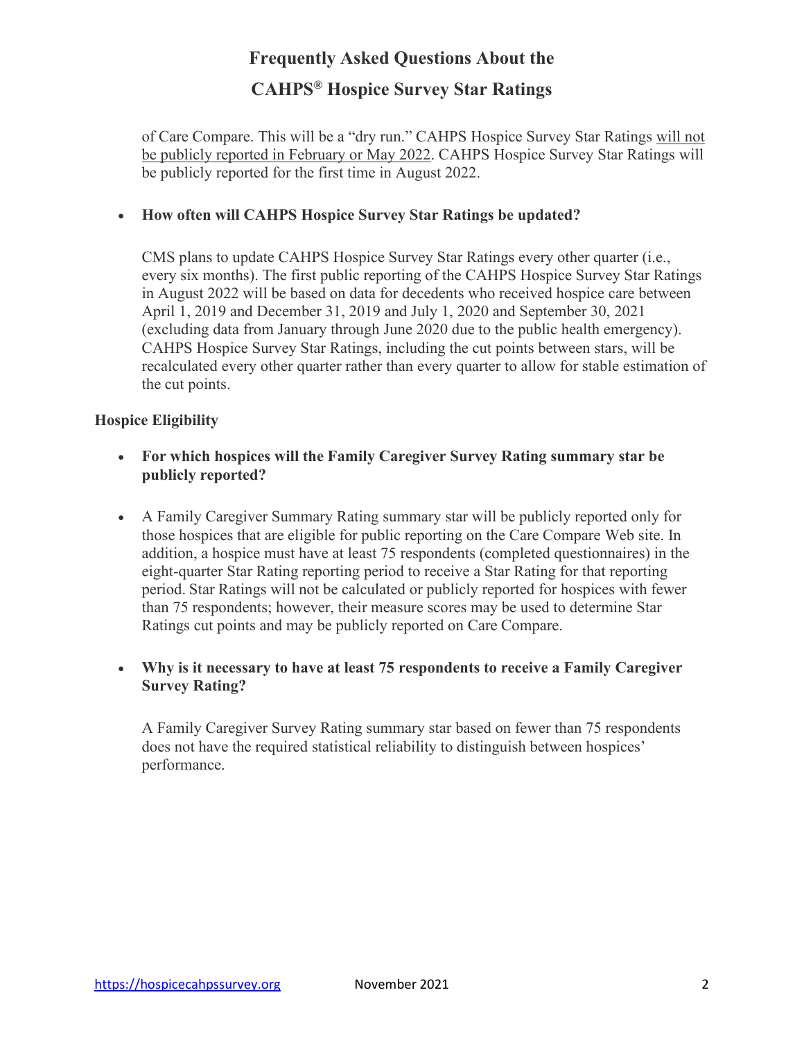of Care Compare. This will be a "dry run." CAHPS Hospice Survey Star Ratings will not be publicly reported in February or May 2022. CAHPS Hospice Survey Star Ratings will be publicly reported for the first time in August 2022.

- **How often will CAHPS Hospice Survey Star Ratings be updated?**

  CMS plans to update CAHPS Hospice Survey Star Ratings every other quarter (i.e., every six months). The first public reporting of the CAHPS Hospice Survey Star Ratings in August 2022 will be based on data for decedents who received hospice care between April 1, 2019 and December 31, 2019 and July 1, 2020 and September 30, 2021 (excluding data from January through June 2020 due to the public health emergency). CAHPS Hospice Survey Star Ratings, including the cut points between stars, will be recalculated every other quarter rather than every quarter to allow for stable estimation of the cut points.

**Hospice Eligibility**

- **For which hospices will the Family Caregiver Survey Rating summary star be publicly reported?**

- A Family Caregiver Summary Rating summary star will be publicly reported only for those hospices that are eligible for public reporting on the Care Compare Web site. In addition, a hospice must have at least 75 respondents (completed questionnaires) in the eight-quarter Star Rating reporting period to receive a Star Rating for that reporting period. Star Ratings will not be calculated or publicly reported for hospices with fewer than 75 respondents; however, their measure scores may be used to determine Star Ratings cut points and may be publicly reported on Care Compare.

- **Why is it necessary to have at least 75 respondents to receive a Family Caregiver Survey Rating?**

  A Family Caregiver Survey Rating summary star based on fewer than 75 respondents does not have the required statistical reliability to distinguish between hospices' performance.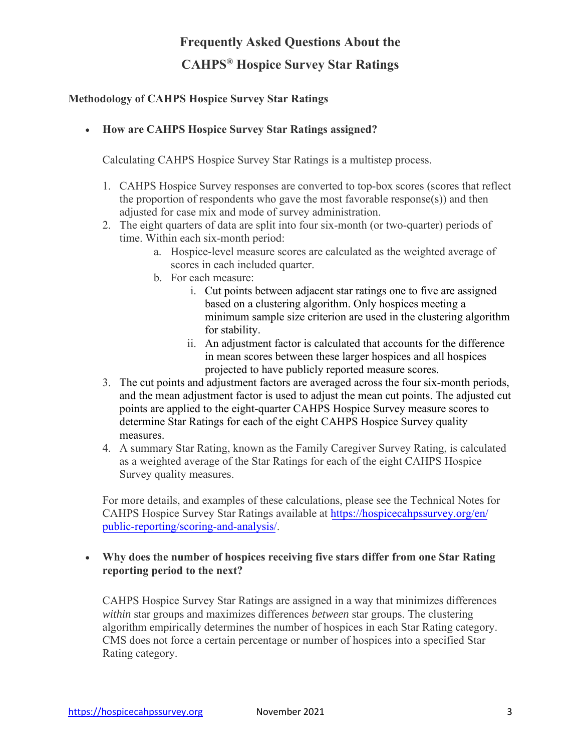# Frequently Asked Questions About the CAHPS® Hospice Survey Star Ratings

## Methodology of CAHPS Hospice Survey Star Ratings

- **How are CAHPS Hospice Survey Star Ratings assigned?**

  Calculating CAHPS Hospice Survey Star Ratings is a multistep process.

  1. CAHPS Hospice Survey responses are converted to top-box scores (scores that reflect the proportion of respondents who gave the most favorable response(s)) and then adjusted for case mix and mode of survey administration.
  2. The eight quarters of data are split into four six-month (or two-quarter) periods of time. Within each six-month period:
     a. Hospice-level measure scores are calculated as the weighted average of scores in each included quarter.
     b. For each measure:
        i. Cut points between adjacent star ratings one to five are assigned based on a clustering algorithm. Only hospices meeting a minimum sample size criterion are used in the clustering algorithm for stability.
        ii. An adjustment factor is calculated that accounts for the difference in mean scores between these larger hospices and all hospices projected to have publicly reported measure scores.
  3. The cut points and adjustment factors are averaged across the four six-month periods, and the mean adjustment factor is used to adjust the mean cut points. The adjusted cut points are applied to the eight-quarter CAHPS Hospice Survey measure scores to determine Star Ratings for each of the eight CAHPS Hospice Survey quality measures.
  4. A summary Star Rating, known as the Family Caregiver Survey Rating, is calculated as a weighted average of the Star Ratings for each of the eight CAHPS Hospice Survey quality measures.

  For more details, and examples of these calculations, please see the Technical Notes for CAHPS Hospice Survey Star Ratings available at https://hospicecahpssurvey.org/en/public-reporting/scoring-and-analysis/.

- **Why does the number of hospices receiving five stars differ from one Star Rating reporting period to the next?**

  CAHPS Hospice Survey Star Ratings are assigned in a way that minimizes differences *within* star groups and maximizes differences *between* star groups. The clustering algorithm empirically determines the number of hospices in each Star Rating category. CMS does not force a certain percentage or number of hospices into a specified Star Rating category.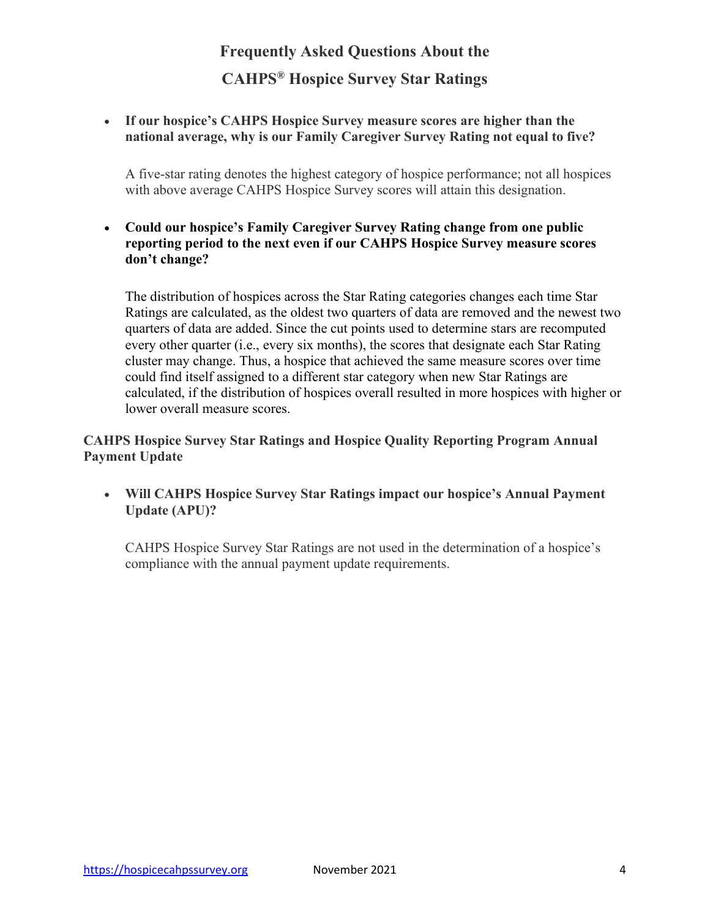# Frequently Asked Questions About the CAHPS® Hospice Survey Star Ratings

- **If our hospice's CAHPS Hospice Survey measure scores are higher than the national average, why is our Family Caregiver Survey Rating not equal to five?**

  A five-star rating denotes the highest category of hospice performance; not all hospices with above average CAHPS Hospice Survey scores will attain this designation.

- **Could our hospice's Family Caregiver Survey Rating change from one public reporting period to the next even if our CAHPS Hospice Survey measure scores don't change?**

  The distribution of hospices across the Star Rating categories changes each time Star Ratings are calculated, as the oldest two quarters of data are removed and the newest two quarters of data are added. Since the cut points used to determine stars are recomputed every other quarter (i.e., every six months), the scores that designate each Star Rating cluster may change. Thus, a hospice that achieved the same measure scores over time could find itself assigned to a different star category when new Star Ratings are calculated, if the distribution of hospices overall resulted in more hospices with higher or lower overall measure scores.

## CAHPS Hospice Survey Star Ratings and Hospice Quality Reporting Program Annual Payment Update

- **Will CAHPS Hospice Survey Star Ratings impact our hospice's Annual Payment Update (APU)?**

  CAHPS Hospice Survey Star Ratings are not used in the determination of a hospice's compliance with the annual payment update requirements.